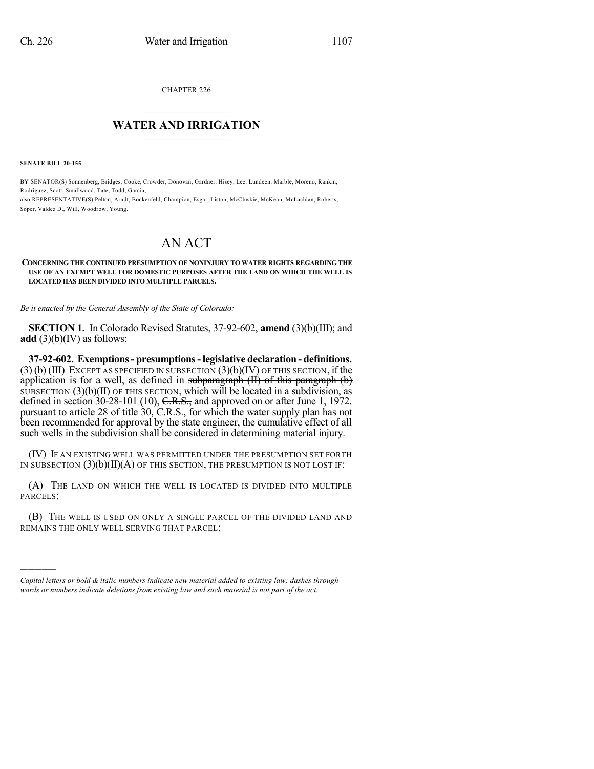CHAPTER 226

# WATER AND IRRIGATION

**SENATE BILL 20-155**

BY SENATOR(S) Sonnenberg, Bridges, Cooke, Crowder, Donovan, Gardner, Hisey, Lee, Lundeen, Marble, Moreno, Rankin, Rodriguez, Scott, Smallwood, Tate, Todd, Garcia;
also REPRESENTATIVE(S) Pelton, Arndt, Bockenfeld, Champion, Esgar, Liston, McCluskie, McKean, McLachlan, Roberts, Soper, Valdez D., Will, Woodrow, Young.

# AN ACT

**CONCERNING THE CONTINUED PRESUMPTION OF NONINJURY TO WATER RIGHTS REGARDING THE USE OF AN EXEMPT WELL FOR DOMESTIC PURPOSES AFTER THE LAND ON WHICH THE WELL IS LOCATED HAS BEEN DIVIDED INTO MULTIPLE PARCELS.**

*Be it enacted by the General Assembly of the State of Colorado:*

**SECTION 1.** In Colorado Revised Statutes, 37-92-602, **amend** (3)(b)(III); and **add** (3)(b)(IV) as follows:

**37-92-602. Exemptions - presumptions - legislative declaration - definitions.** (3) (b) (III) EXCEPT AS SPECIFIED IN SUBSECTION (3)(b)(IV) OF THIS SECTION, if the application is for a well, as defined in ~~subparagraph (II) of this paragraph (b)~~ SUBSECTION (3)(b)(II) OF THIS SECTION, which will be located in a subdivision, as defined in section 30-28-101 (10), ~~C.R.S.,~~ and approved on or after June 1, 1972, pursuant to article 28 of title 30, ~~C.R.S.,~~ for which the water supply plan has not been recommended for approval by the state engineer, the cumulative effect of all such wells in the subdivision shall be considered in determining material injury.

(IV) IF AN EXISTING WELL WAS PERMITTED UNDER THE PRESUMPTION SET FORTH IN SUBSECTION (3)(b)(II)(A) OF THIS SECTION, THE PRESUMPTION IS NOT LOST IF:

(A) THE LAND ON WHICH THE WELL IS LOCATED IS DIVIDED INTO MULTIPLE PARCELS;

(B) THE WELL IS USED ON ONLY A SINGLE PARCEL OF THE DIVIDED LAND AND REMAINS THE ONLY WELL SERVING THAT PARCEL;

---

*Capital letters or bold & italic numbers indicate new material added to existing law; dashes through words or numbers indicate deletions from existing law and such material is not part of the act.*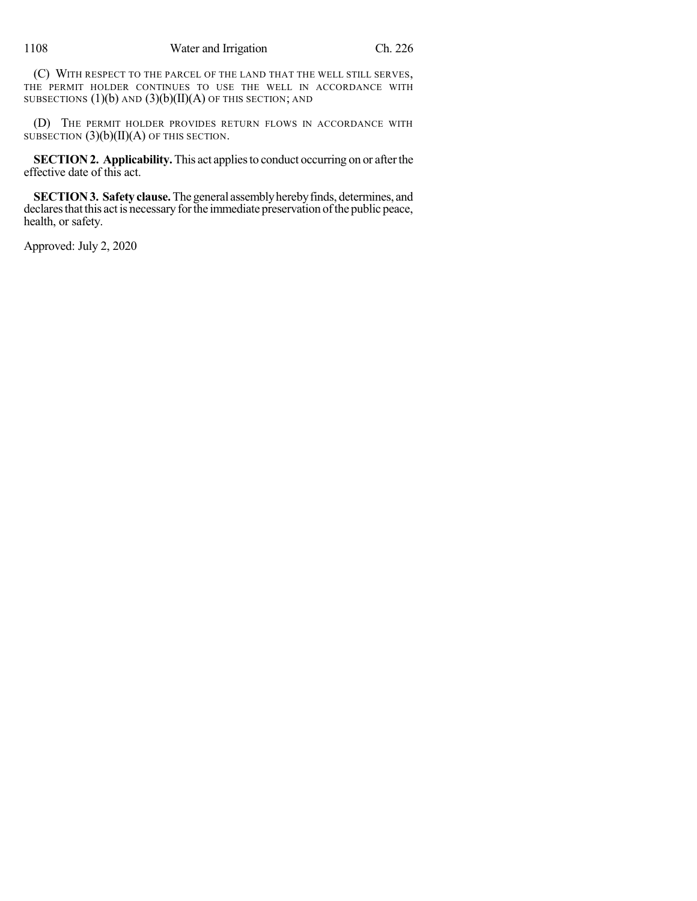(C) WITH RESPECT TO THE PARCEL OF THE LAND THAT THE WELL STILL SERVES, THE PERMIT HOLDER CONTINUES TO USE THE WELL IN ACCORDANCE WITH SUBSECTIONS (1)(b) AND (3)(b)(II)(A) OF THIS SECTION; AND

(D) THE PERMIT HOLDER PROVIDES RETURN FLOWS IN ACCORDANCE WITH SUBSECTION (3)(b)(II)(A) OF THIS SECTION.

**SECTION 2. Applicability.** This act applies to conduct occurring on or after the effective date of this act.

**SECTION 3. Safety clause.** The general assembly hereby finds, determines, and declares that this act is necessary for the immediate preservation of the public peace, health, or safety.

Approved: July 2, 2020